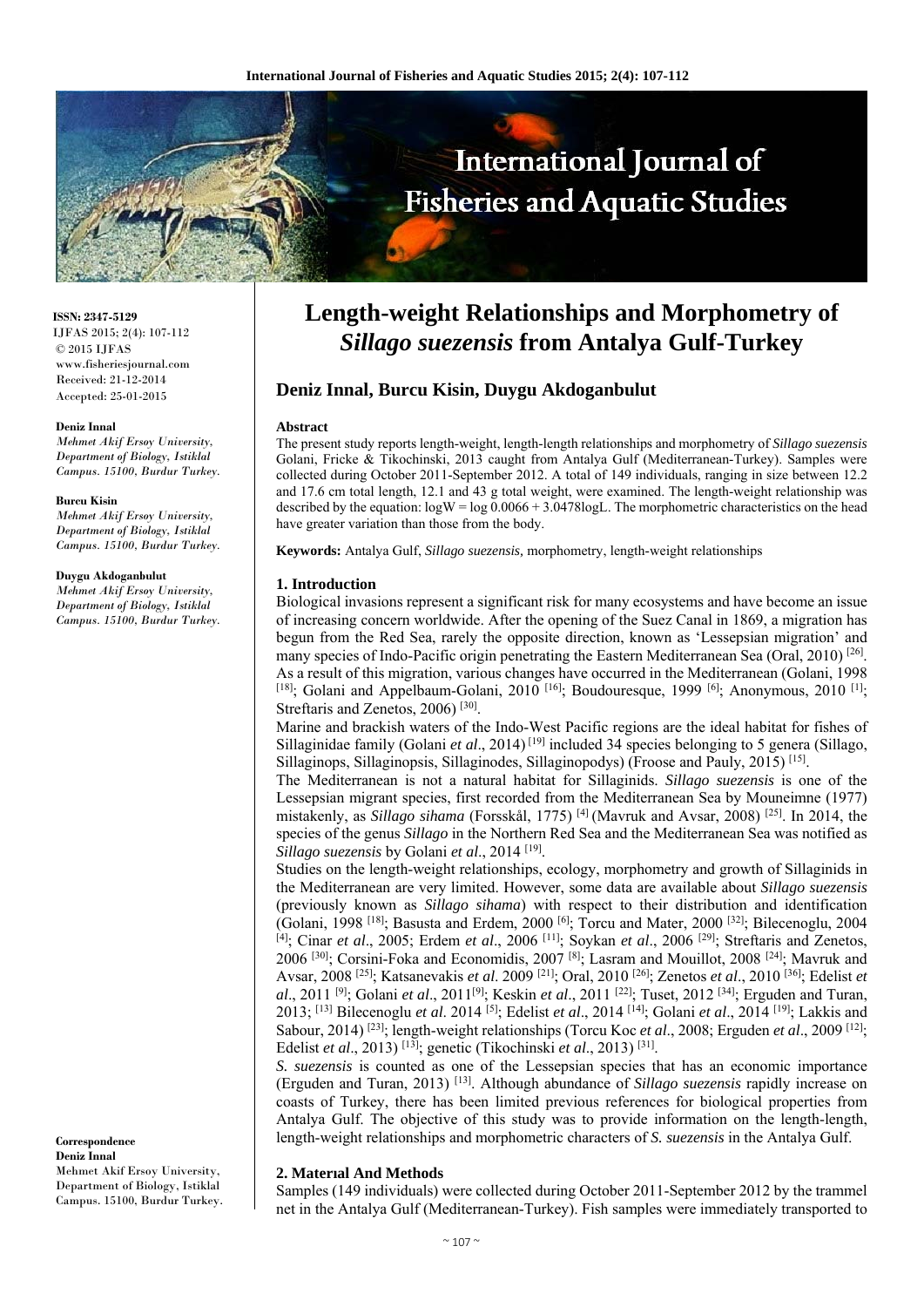# Length-weight Relationships and Morphometry of *Sillago suezensis* from Antalya Gulf-Turkey

**Deniz Innal, Burcu Kisin, Duygu Akdoganbulut**

ISSN: 2347-5129
IJFAS 2015; 2(4): 107-112
© 2015 IJFAS
www.fisheriesjournal.com
Received: 21-12-2014
Accepted: 25-01-2015

**Deniz Innal**
*Mehmet Akif Ersoy University, Department of Biology, Istiklal Campus. 15100, Burdur Turkey.*

**Burcu Kisin**
*Mehmet Akif Ersoy University, Department of Biology, Istiklal Campus. 15100, Burdur Turkey.*

**Duygu Akdoganbulut**
*Mehmet Akif Ersoy University, Department of Biology, Istiklal Campus. 15100, Burdur Turkey.*

**Correspondence**
**Deniz Innal**
Mehmet Akif Ersoy University, Department of Biology, Istiklal Campus. 15100, Burdur Turkey.

### Abstract

The present study reports length-weight, length-length relationships and morphometry of *Sillago suezensis* Golani, Fricke & Tikochinski, 2013 caught from Antalya Gulf (Mediterranean-Turkey). Samples were collected during October 2011-September 2012. A total of 149 individuals, ranging in size between 12.2 and 17.6 cm total length, 12.1 and 43 g total weight, were examined. The length-weight relationship was described by the equation: $\log W = \log 0.0066 + 3.0478 \log L$. The morphometric characteristics on the head have greater variation than those from the body.

**Keywords:** Antalya Gulf, *Sillago suezensis,* morphometry, length-weight relationships

## 1. Introduction

Biological invasions represent a significant risk for many ecosystems and have become an issue of increasing concern worldwide. After the opening of the Suez Canal in 1869, a migration has begun from the Red Sea, rarely the opposite direction, known as 'Lessepsian migration' and many species of Indo-Pacific origin penetrating the Eastern Mediterranean Sea (Oral, 2010) [26]. As a result of this migration, various changes have occurred in the Mediterranean (Golani, 1998 [18]; Golani and Appelbaum-Golani, 2010 [16]; Boudouresque, 1999 [6]; Anonymous, 2010 [1]; Streftaris and Zenetos, 2006) [30].

Marine and brackish waters of the Indo-West Pacific regions are the ideal habitat for fishes of Sillaginidae family (Golani *et al*., 2014) [19] included 34 species belonging to 5 genera (Sillago, Sillaginops, Sillaginopsis, Sillaginodes, Sillaginopodys) (Froose and Pauly, 2015) [15].

The Mediterranean is not a natural habitat for Sillaginids. *Sillago suezensis* is one of the Lessepsian migrant species, first recorded from the Mediterranean Sea by Mouneimne (1977) mistakenly, as *Sillago sihama* (Forsskål, 1775) [4] (Mavruk and Avsar, 2008) [25]. In 2014, the species of the genus *Sillago* in the Northern Red Sea and the Mediterranean Sea was notified as *Sillago suezensis* by Golani *et al*., 2014 [19].

Studies on the length-weight relationships, ecology, morphometry and growth of Sillaginids in the Mediterranean are very limited. However, some data are available about *Sillago suezensis* (previously known as *Sillago sihama*) with respect to their distribution and identification (Golani, 1998 [18]; Basusta and Erdem, 2000 [6]; Torcu and Mater, 2000 [32]; Bilecenoglu, 2004 [4]; Cinar *et al*., 2005; Erdem *et al*., 2006 [11]; Soykan *et al*., 2006 [29]; Streftaris and Zenetos, 2006 [30]; Corsini-Foka and Economidis, 2007 [8]; Lasram and Mouillot, 2008 [24]; Mavruk and Avsar, 2008 [25]; Katsanevakis *et al*. 2009 [21]; Oral, 2010 [26]; Zenetos *et al*., 2010 [36]; Edelist *et al*., 2011 [9]; Golani *et al*., 2011[9]; Keskin *et al*., 2011 [22]; Tuset, 2012 [34]; Erguden and Turan, 2013; [13] Bilecenoglu *et al*. 2014 [5]; Edelist *et al*., 2014 [14]; Golani *et al*., 2014 [19]; Lakkis and Sabour, 2014) [23]; length-weight relationships (Torcu Koc *et al*., 2008; Erguden *et al*., 2009 [12]; Edelist *et al*., 2013) [13]; genetic (Tikochinski *et al*., 2013) [31].

*S. suezensis* is counted as one of the Lessepsian species that has an economic importance (Erguden and Turan, 2013) [13]. Although abundance of *Sillago suezensis* rapidly increase on coasts of Turkey, there has been limited previous references for biological properties from Antalya Gulf. The objective of this study was to provide information on the length-length, length-weight relationships and morphometric characters of *S. suezensis* in the Antalya Gulf.

## 2. Materıal And Methods

Samples (149 individuals) were collected during October 2011-September 2012 by the trammel net in the Antalya Gulf (Mediterranean-Turkey). Fish samples were immediately transported to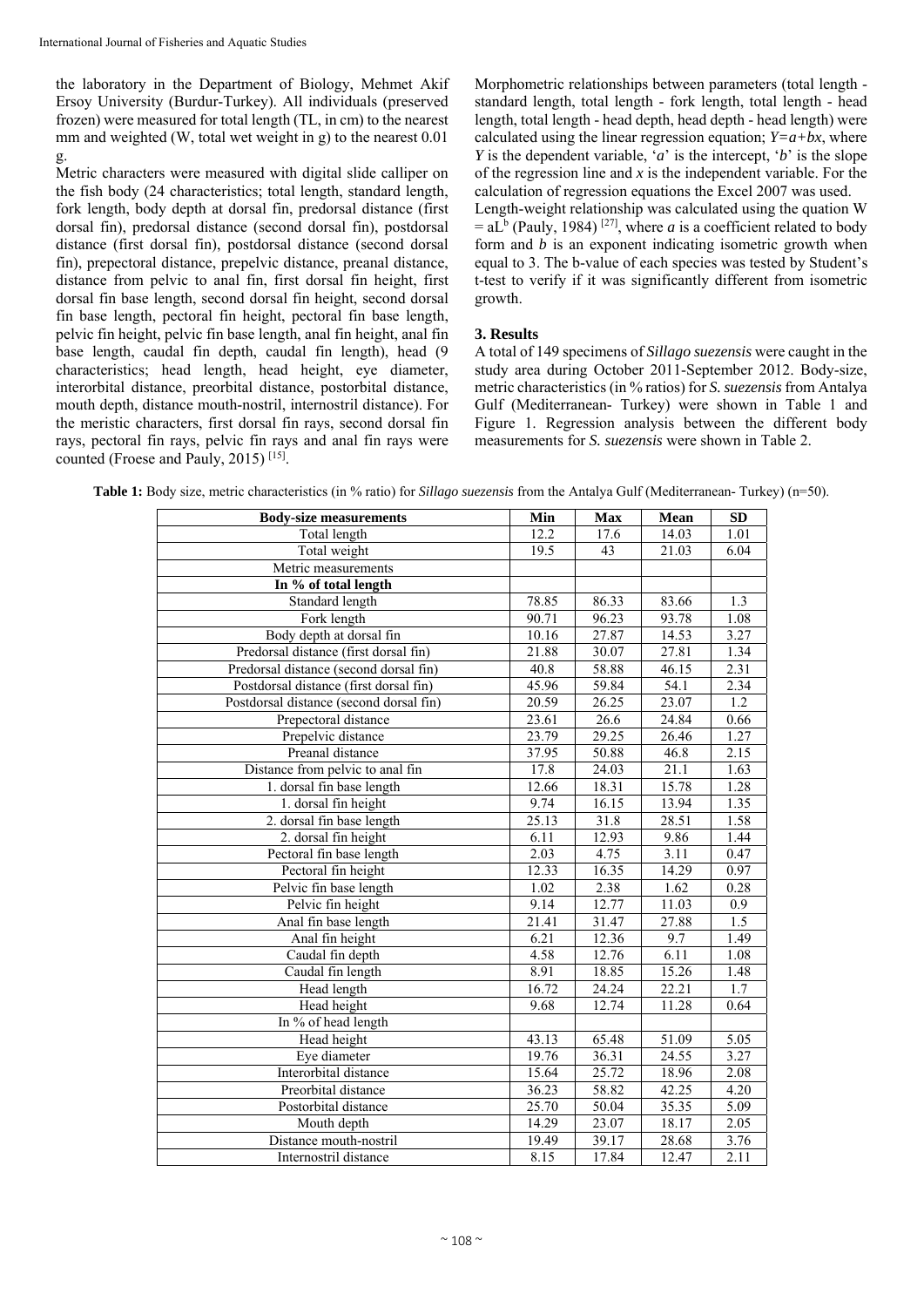the laboratory in the Department of Biology, Mehmet Akif Ersoy University (Burdur-Turkey). All individuals (preserved frozen) were measured for total length (TL, in cm) to the nearest mm and weighted (W, total wet weight in g) to the nearest 0.01 g.

Metric characters were measured with digital slide calliper on the fish body (24 characteristics; total length, standard length, fork length, body depth at dorsal fin, predorsal distance (first dorsal fin), predorsal distance (second dorsal fin), postdorsal distance (first dorsal fin), postdorsal distance (second dorsal fin), prepectoral distance, prepelvic distance, preanal distance, distance from pelvic to anal fin, first dorsal fin height, first dorsal fin base length, second dorsal fin height, second dorsal fin base length, pectoral fin height, pectoral fin base length, pelvic fin height, pelvic fin base length, anal fin height, anal fin base length, caudal fin depth, caudal fin length), head (9 characteristics; head length, head height, eye diameter, interorbital distance, preorbital distance, postorbital distance, mouth depth, distance mouth-nostril, internostril distance). For the meristic characters, first dorsal fin rays, second dorsal fin rays, pectoral fin rays, pelvic fin rays and anal fin rays were counted (Froese and Pauly, 2015) [15].

Morphometric relationships between parameters (total length - standard length, total length - fork length, total length - head length, total length - head depth, head depth - head length) were calculated using the linear regression equation; $Y=a+bx$, where $Y$ is the dependent variable, '$a$' is the intercept, '$b$' is the slope of the regression line and $x$ is the independent variable. For the calculation of regression equations the Excel 2007 was used.

Length-weight relationship was calculated using the quation $W = aL^b$ (Pauly, 1984) [27], where $a$ is a coefficient related to body form and $b$ is an exponent indicating isometric growth when equal to 3. The b-value of each species was tested by Student's t-test to verify if it was significantly different from isometric growth.

## 3. Results

A total of 149 specimens of *Sillago suezensis* were caught in the study area during October 2011-September 2012. Body-size, metric characteristics (in % ratios) for *S. suezensis* from Antalya Gulf (Mediterranean- Turkey) were shown in Table 1 and Figure 1. Regression analysis between the different body measurements for *S. suezensis* were shown in Table 2.

**Table 1:** Body size, metric characteristics (in % ratio) for *Sillago suezensis* from the Antalya Gulf (Mediterranean- Turkey) (n=50).

| Body-size measurements | Min | Max | Mean | SD |
|---|---|---|---|---|
| Total length | 12.2 | 17.6 | 14.03 | 1.01 |
| Total weight | 19.5 | 43 | 21.03 | 6.04 |
| Metric measurements | | | | |
| **In % of total length** | | | | |
| Standard length | 78.85 | 86.33 | 83.66 | 1.3 |
| Fork length | 90.71 | 96.23 | 93.78 | 1.08 |
| Body depth at dorsal fin | 10.16 | 27.87 | 14.53 | 3.27 |
| Predorsal distance (first dorsal fin) | 21.88 | 30.07 | 27.81 | 1.34 |
| Predorsal distance (second dorsal fin) | 40.8 | 58.88 | 46.15 | 2.31 |
| Postdorsal distance (first dorsal fin) | 45.96 | 59.84 | 54.1 | 2.34 |
| Postdorsal distance (second dorsal fin) | 20.59 | 26.25 | 23.07 | 1.2 |
| Prepectoral distance | 23.61 | 26.6 | 24.84 | 0.66 |
| Prepelvic distance | 23.79 | 29.25 | 26.46 | 1.27 |
| Preanal distance | 37.95 | 50.88 | 46.8 | 2.15 |
| Distance from pelvic to anal fin | 17.8 | 24.03 | 21.1 | 1.63 |
| 1. dorsal fin base length | 12.66 | 18.31 | 15.78 | 1.28 |
| 1. dorsal fin height | 9.74 | 16.15 | 13.94 | 1.35 |
| 2. dorsal fin base length | 25.13 | 31.8 | 28.51 | 1.58 |
| 2. dorsal fin height | 6.11 | 12.93 | 9.86 | 1.44 |
| Pectoral fin base length | 2.03 | 4.75 | 3.11 | 0.47 |
| Pectoral fin height | 12.33 | 16.35 | 14.29 | 0.97 |
| Pelvic fin base length | 1.02 | 2.38 | 1.62 | 0.28 |
| Pelvic fin height | 9.14 | 12.77 | 11.03 | 0.9 |
| Anal fin base length | 21.41 | 31.47 | 27.88 | 1.5 |
| Anal fin height | 6.21 | 12.36 | 9.7 | 1.49 |
| Caudal fin depth | 4.58 | 12.76 | 6.11 | 1.08 |
| Caudal fin length | 8.91 | 18.85 | 15.26 | 1.48 |
| Head length | 16.72 | 24.24 | 22.21 | 1.7 |
| Head height | 9.68 | 12.74 | 11.28 | 0.64 |
| In % of head length | | | | |
| Head height | 43.13 | 65.48 | 51.09 | 5.05 |
| Eye diameter | 19.76 | 36.31 | 24.55 | 3.27 |
| Interorbital distance | 15.64 | 25.72 | 18.96 | 2.08 |
| Preorbital distance | 36.23 | 58.82 | 42.25 | 4.20 |
| Postorbital distance | 25.70 | 50.04 | 35.35 | 5.09 |
| Mouth depth | 14.29 | 23.07 | 18.17 | 2.05 |
| Distance mouth-nostril | 19.49 | 39.17 | 28.68 | 3.76 |
| Internostril distance | 8.15 | 17.84 | 12.47 | 2.11 |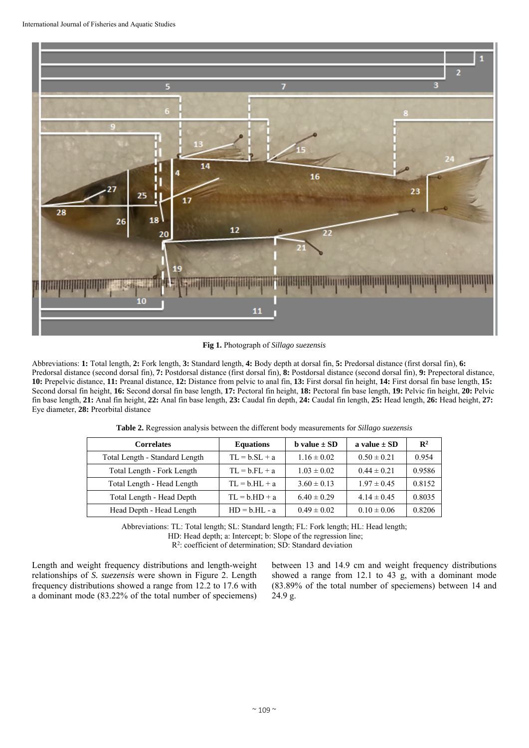**Fig 1.** Photograph of *Sillago suezensis*

Abbreviations: **1:** Total length, **2:** Fork length, **3:** Standard length, **4:** Body depth at dorsal fin, **5:** Predorsal distance (first dorsal fin), **6:** Predorsal distance (second dorsal fin), **7:** Postdorsal distance (first dorsal fin), **8:** Postdorsal distance (second dorsal fin), **9:** Prepectoral distance, **10:** Prepelvic distance, **11:** Preanal distance, **12:** Distance from pelvic to anal fin, **13:** First dorsal fin height, **14:** First dorsal fin base length, **15:** Second dorsal fin height, **16:** Second dorsal fin base length, **17:** Pectoral fin height, **18:** Pectoral fin base length, **19:** Pelvic fin height, **20:** Pelvic fin base length, **21:** Anal fin height, **22:** Anal fin base length, **23:** Caudal fin depth, **24:** Caudal fin length, **25:** Head length, **26:** Head height, **27:** Eye diameter, **28:** Preorbital distance

**Table 2.** Regression analysis between the different body measurements for *Sillago suezensis*

| Correlates | Equations | b value ± SD | a value ± SD | $R^2$ |
|---|---|---|---|---|
| Total Length - Standard Length | TL = b.SL + a | 1.16 ± 0.02 | 0.50 ± 0.21 | 0.954 |
| Total Length - Fork Length | TL = b.FL + a | 1.03 ± 0.02 | 0.44 ± 0.21 | 0.9586 |
| Total Length - Head Length | TL = b.HL + a | 3.60 ± 0.13 | 1.97 ± 0.45 | 0.8152 |
| Total Length - Head Depth | TL = b.HD + a | 6.40 ± 0.29 | 4.14 ± 0.45 | 0.8035 |
| Head Depth - Head Length | HD = b.HL - a | 0.49 ± 0.02 | 0.10 ± 0.06 | 0.8206 |

Abbreviations: TL: Total length; SL: Standard length; FL: Fork length; HL: Head length; HD: Head depth; a: Intercept; b: Slope of the regression line; $R^2$: coefficient of determination; SD: Standard deviation

Length and weight frequency distributions and length-weight relationships of *S. suezensis* were shown in Figure 2. Length frequency distributions showed a range from 12.2 to 17.6 with a dominant mode (83.22% of the total number of speciemens) between 13 and 14.9 cm and weight frequency distributions showed a range from 12.1 to 43 g, with a dominant mode (83.89% of the total number of speciemens) between 14 and 24.9 g.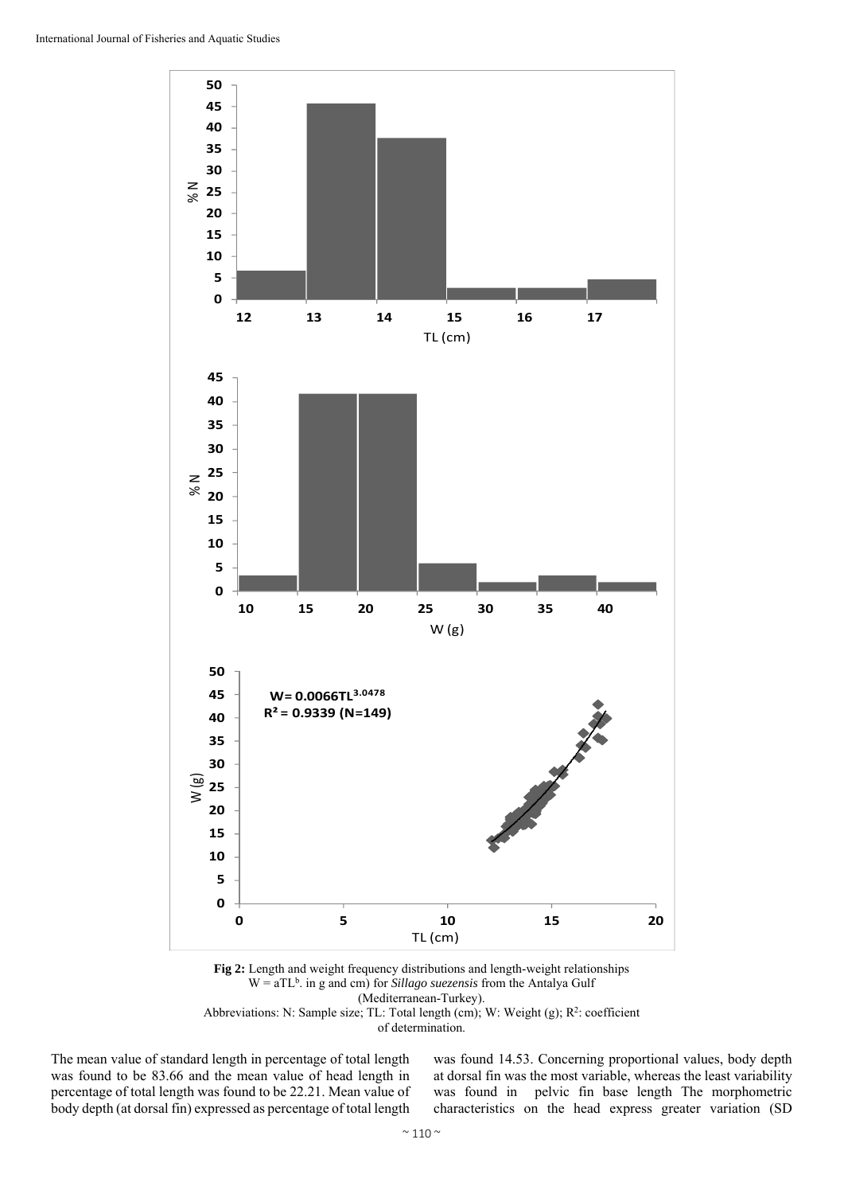**Fig 2:** Length and weight frequency distributions and length-weight relationships $W = aTL^b$. in g and cm) for *Sillago suezensis* from the Antalya Gulf (Mediterranean-Turkey).
Abbreviations: N: Sample size; TL: Total length (cm); W: Weight (g); $R^2$: coefficient of determination.

The mean value of standard length in percentage of total length was found to be 83.66 and the mean value of head length in percentage of total length was found to be 22.21. Mean value of body depth (at dorsal fin) expressed as percentage of total length was found 14.53. Concerning proportional values, body depth at dorsal fin was the most variable, whereas the least variability was found in pelvic fin base length The morphometric characteristics on the head express greater variation (SD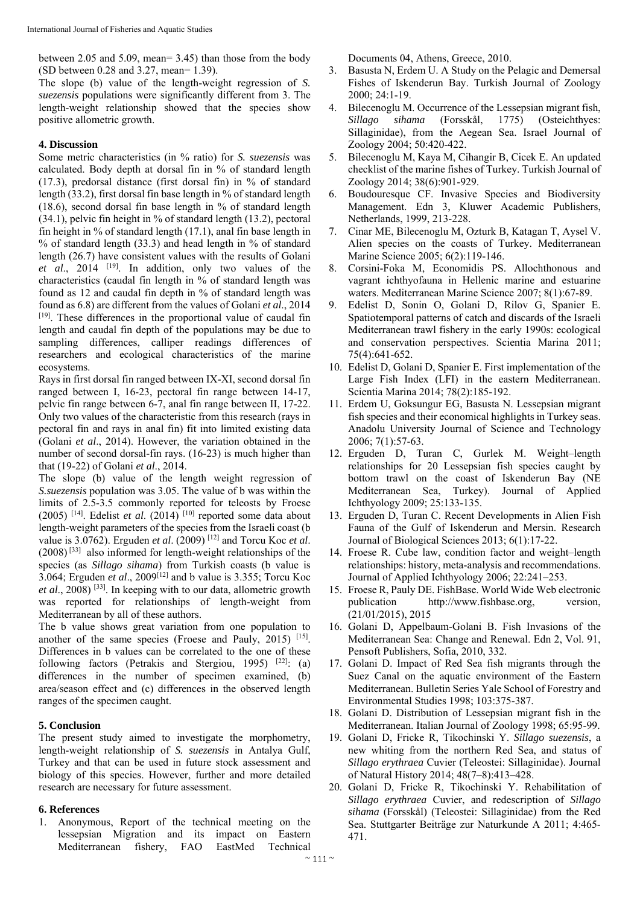between 2.05 and 5.09, mean= 3.45) than those from the body (SD between 0.28 and 3.27, mean= 1.39).

The slope (b) value of the length-weight regression of *S. suezensis* populations were significantly different from 3. The length-weight relationship showed that the species show positive allometric growth.

## 4. Discussion

Some metric characteristics (in % ratio) for *S. suezensis* was calculated. Body depth at dorsal fin in % of standard length (17.3), predorsal distance (first dorsal fin) in % of standard length (33.2), first dorsal fin base length in % of standard length (18.6), second dorsal fin base length in % of standard length (34.1), pelvic fin height in % of standard length (13.2), pectoral fin height in % of standard length (17.1), anal fin base length in % of standard length (33.3) and head length in % of standard length (26.7) have consistent values with the results of Golani *et al*., 2014 [19]. In addition, only two values of the characteristics (caudal fin length in % of standard length was found as 12 and caudal fin depth in % of standard length was found as 6.8) are different from the values of Golani *et al*., 2014 [19]. These differences in the proportional value of caudal fin length and caudal fin depth of the populations may be due to sampling differences, calliper readings differences of researchers and ecological characteristics of the marine ecosystems.

Rays in first dorsal fin ranged between IX-XI, second dorsal fin ranged between I, 16-23, pectoral fin range between 14-17, pelvic fin range between 6-7, anal fin range between II, 17-22. Only two values of the characteristic from this research (rays in pectoral fin and rays in anal fin) fit into limited existing data (Golani *et al*., 2014). However, the variation obtained in the number of second dorsal-fin rays. (16-23) is much higher than that (19-22) of Golani *et al*., 2014.

The slope (b) value of the length weight regression of *S.suezensis* population was 3.05. The value of b was within the limits of 2.5-3.5 commonly reported for teleosts by Froese (2005) [14]. Edelist *et al*. (2014) [10] reported some data about length-weight parameters of the species from the Israeli coast (b value is 3.0762). Erguden *et al*. (2009) [12] and Torcu Koc *et al*. (2008) [33] also informed for length-weight relationships of the species (as *Sillago sihama*) from Turkish coasts (b value is 3.064; Erguden *et al*., 2009[12] and b value is 3.355; Torcu Koc *et al*., 2008) [33]. In keeping with to our data, allometric growth was reported for relationships of length-weight from Mediterranean by all of these authors.

The b value shows great variation from one population to another of the same species (Froese and Pauly, 2015) [15]. Differences in b values can be correlated to the one of these following factors (Petrakis and Stergiou, 1995) [22]: (a) differences in the number of specimen examined, (b) area/season effect and (c) differences in the observed length ranges of the specimen caught.

## 5. Conclusion

The present study aimed to investigate the morphometry, length-weight relationship of *S. suezensis* in Antalya Gulf, Turkey and that can be used in future stock assessment and biology of this species. However, further and more detailed research are necessary for future assessment.

## 6. References

1. Anonymous, Report of the technical meeting on the lessepsian Migration and its impact on Eastern Mediterranean fishery, FAO EastMed Technical Documents 04, Athens, Greece, 2010.
2. Basusta N, Erdem U. A Study on the Pelagic and Demersal Fishes of Iskenderun Bay. Turkish Journal of Zoology 2000; 24:1-19.
3. Bilecenoglu M. Occurrence of the Lessepsian migrant fish, *Sillago sihama* (Forsskål, 1775) (Osteichthyes: Sillaginidae), from the Aegean Sea. Israel Journal of Zoology 2004; 50:420-422.
4. Bilecenoglu M, Kaya M, Cihangir B, Cicek E. An updated checklist of the marine fishes of Turkey. Turkish Journal of Zoology 2014; 38(6):901-929.
5. Boudouresque CF. Invasive Species and Biodiversity Management. Edn 3, Kluwer Academic Publishers, Netherlands, 1999, 213-228.
6. Cinar ME, Bilecenoglu M, Ozturk B, Katagan T, Aysel V. Alien species on the coasts of Turkey. Mediterranean Marine Science 2005; 6(2):119-146.
7. Corsini-Foka M, Economidis PS. Allochthonous and vagrant ichthyofauna in Hellenic marine and estuarine waters. Mediterranean Marine Science 2007; 8(1):67-89.
8. Edelist D, Sonin O, Golani D, Rilov G, Spanier E. Spatiotemporal patterns of catch and discards of the Israeli Mediterranean trawl fishery in the early 1990s: ecological and conservation perspectives. Scientia Marina 2011; 75(4):641-652.
9. Edelist D, Golani D, Spanier E. First implementation of the Large Fish Index (LFI) in the eastern Mediterranean. Scientia Marina 2014; 78(2):185-192.
10. Erdem U, Goksungur EG, Basusta N. Lessepsian migrant fish species and their economical highlights in Turkey seas. Anadolu University Journal of Science and Technology 2006; 7(1):57-63.
11. Erguden D, Turan C, Gurlek M. Weight–length relationships for 20 Lessepsian fish species caught by bottom trawl on the coast of Iskenderun Bay (NE Mediterranean Sea, Turkey). Journal of Applied Ichthyology 2009; 25:133-135.
12. Erguden D, Turan C. Recent Developments in Alien Fish Fauna of the Gulf of Iskenderun and Mersin. Research Journal of Biological Sciences 2013; 6(1):17-22.
13. Froese R. Cube law, condition factor and weight–length relationships: history, meta-analysis and recommendations. Journal of Applied Ichthyology 2006; 22:241–253.
14. Froese R, Pauly DE. FishBase. World Wide Web electronic publication http://www.fishbase.org, version, (21/01/2015), 2015
15. Golani D, Appelbaum-Golani B. Fish Invasions of the Mediterranean Sea: Change and Renewal. Edn 2, Vol. 91, Pensoft Publishers, Sofia, 2010, 332.
16. Golani D. Impact of Red Sea fish migrants through the Suez Canal on the aquatic environment of the Eastern Mediterranean. Bulletin Series Yale School of Forestry and Environmental Studies 1998; 103:375-387.
17. Golani D. Distribution of Lessepsian migrant fish in the Mediterranean. Italian Journal of Zoology 1998; 65:95-99.
18. Golani D, Fricke R, Tikochinski Y. *Sillago suezensis*, a new whiting from the northern Red Sea, and status of *Sillago erythraea* Cuvier (Teleostei: Sillaginidae). Journal of Natural History 2014; 48(7–8):413–428.
19. Golani D, Fricke R, Tikochinski Y. Rehabilitation of *Sillago erythraea* Cuvier, and redescription of *Sillago sihama* (Forsskål) (Teleostei: Sillaginidae) from the Red Sea. Stuttgarter Beiträge zur Naturkunde A 2011; 4:465-471.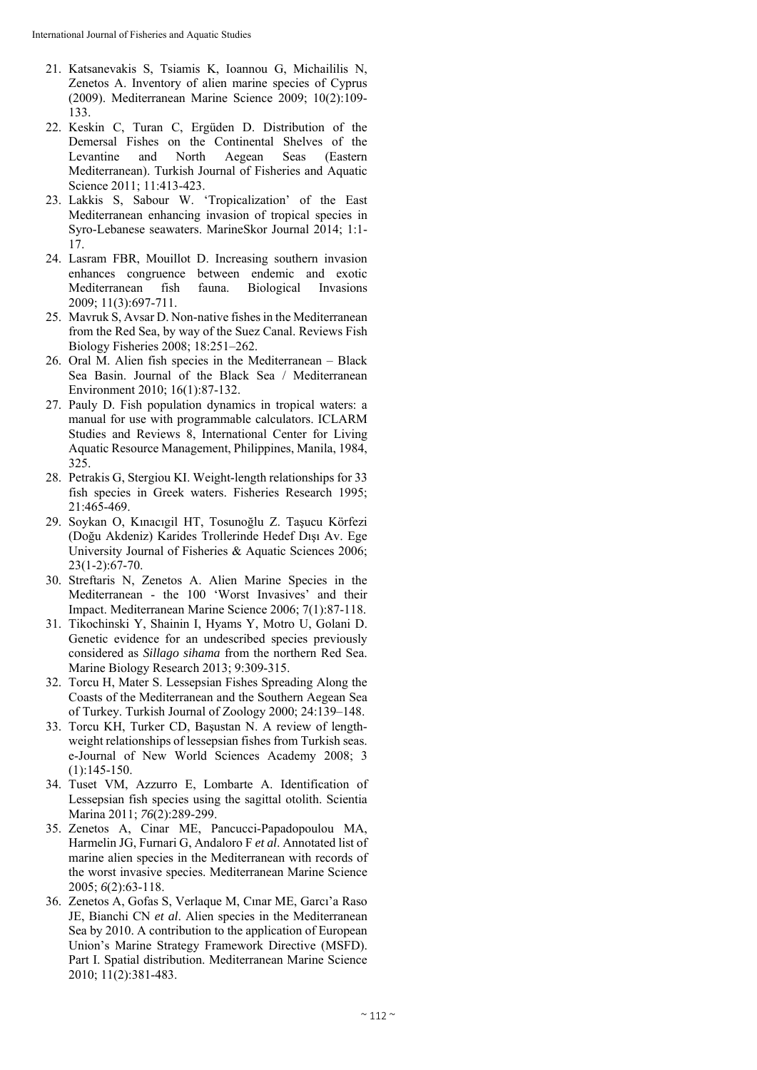21. Katsanevakis S, Tsiamis K, Ioannou G, Michailidis N, Zenetos A. Inventory of alien marine species of Cyprus (2009). Mediterranean Marine Science 2009; 10(2):109-133.
22. Keskin C, Turan C, Ergüden D. Distribution of the Demersal Fishes on the Continental Shelves of the Levantine and North Aegean Seas (Eastern Mediterranean). Turkish Journal of Fisheries and Aquatic Science 2011; 11:413-423.
23. Lakkis S, Sabour W. 'Tropicalization' of the East Mediterranean enhancing invasion of tropical species in Syro-Lebanese seawaters. MarineSkor Journal 2014; 1:1-17.
24. Lasram FBR, Mouillot D. Increasing southern invasion enhances congruence between endemic and exotic Mediterranean fish fauna. Biological Invasions 2009; 11(3):697-711.
25. Mavruk S, Avsar D. Non-native fishes in the Mediterranean from the Red Sea, by way of the Suez Canal. Reviews Fish Biology Fisheries 2008; 18:251–262.
26. Oral M. Alien fish species in the Mediterranean – Black Sea Basin. Journal of the Black Sea / Mediterranean Environment 2010; 16(1):87-132.
27. Pauly D. Fish population dynamics in tropical waters: a manual for use with programmable calculators. ICLARM Studies and Reviews 8, International Center for Living Aquatic Resource Management, Philippines, Manila, 1984, 325.
28. Petrakis G, Stergiou KI. Weight-length relationships for 33 fish species in Greek waters. Fisheries Research 1995; 21:465-469.
29. Soykan O, Kınacıgil HT, Tosunoğlu Z. Taşucu Körfezi (Doğu Akdeniz) Karides Trollerinde Hedef Dışı Av. Ege University Journal of Fisheries & Aquatic Sciences 2006; 23(1-2):67-70.
30. Streftaris N, Zenetos A. Alien Marine Species in the Mediterranean - the 100 'Worst Invasives' and their Impact. Mediterranean Marine Science 2006; 7(1):87-118.
31. Tikochinski Y, Shainin I, Hyams Y, Motro U, Golani D. Genetic evidence for an undescribed species previously considered as *Sillago sihama* from the northern Red Sea. Marine Biology Research 2013; 9:309-315.
32. Torcu H, Mater S. Lessepsian Fishes Spreading Along the Coasts of the Mediterranean and the Southern Aegean Sea of Turkey. Turkish Journal of Zoology 2000; 24:139–148.
33. Torcu KH, Turker CD, Başustan N. A review of length-weight relationships of lessepsian fishes from Turkish seas. e-Journal of New World Sciences Academy 2008; 3 (1):145-150.
34. Tuset VM, Azzurro E, Lombarte A. Identification of Lessepsian fish species using the sagittal otolith. Scientia Marina 2011; *76*(2):289-299.
35. Zenetos A, Cinar ME, Pancucci-Papadopoulou MA, Harmelin JG, Furnari G, Andaloro F *et al*. Annotated list of marine alien species in the Mediterranean with records of the worst invasive species. Mediterranean Marine Science 2005; *6*(2):63-118.
36. Zenetos A, Gofas S, Verlaque M, Cınar ME, Garcı'a Raso JE, Bianchi CN *et al*. Alien species in the Mediterranean Sea by 2010. A contribution to the application of European Union's Marine Strategy Framework Directive (MSFD). Part I. Spatial distribution. Mediterranean Marine Science 2010; 11(2):381-483.